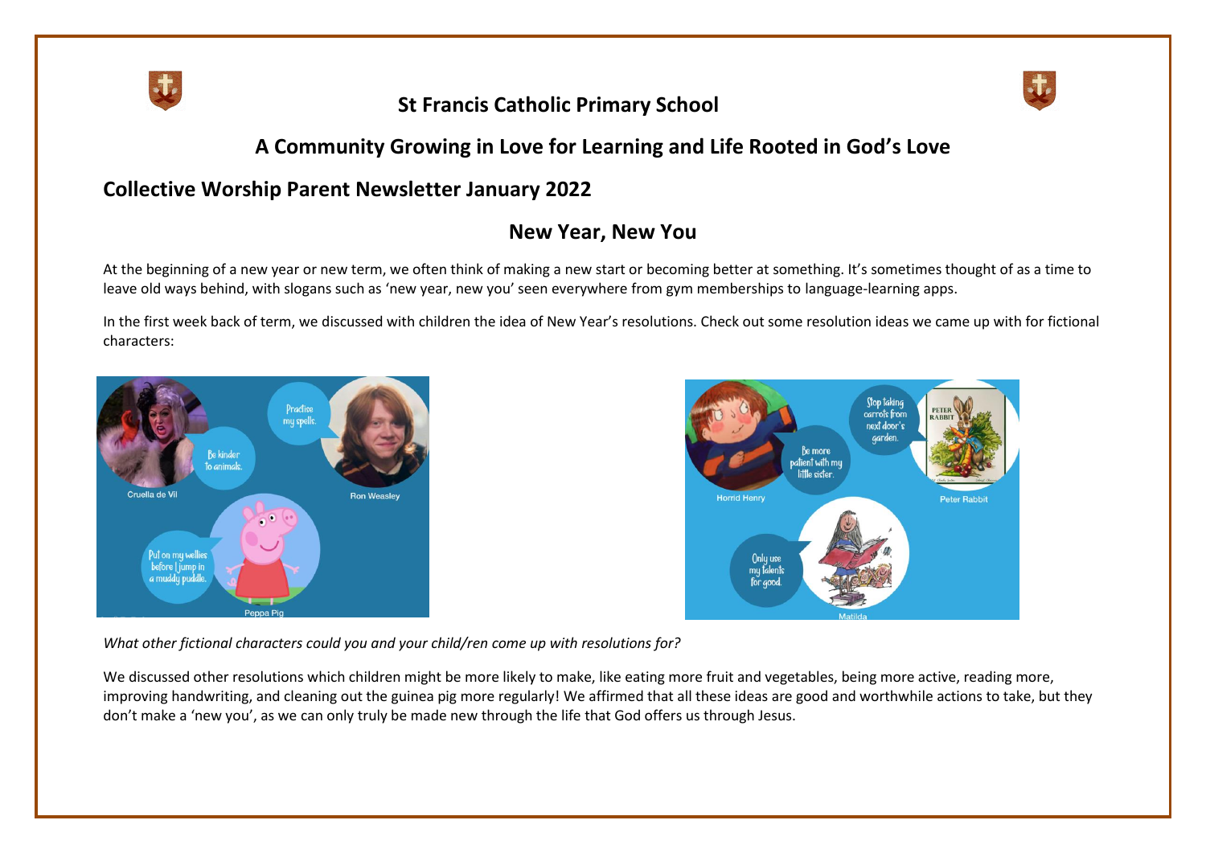# St Francis Catholic Primary School

## A Community Growing in Love for Learning and Life Rooted in God's Love

## Collective Worship Parent Newsletter January 2022

## New Year, New You

At the beginning of a new year or new term, we often think of making a new start or becoming better at something. It's sometimes thought of as a time to leave old ways behind, with slogans such as 'new year, new you' seen everywhere from gym memberships to language-learning apps.

In the first week back of term, we discussed with children the idea of New Year's resolutions. Check out some resolution ideas we came up with for fictional characters:

- Cruella de Vil: Be kinder to animals.
- Ron Weasley: Practise my spells.
- Peppa Pig: Put on my wellies before I jump in a muddy puddle.
- Horrid Henry: Be more patient with my little sister.
- Peter Rabbit: Stop taking carrots from next door's garden.
- Matilda: Only use my talents for good.

*What other fictional characters could you and your child/ren come up with resolutions for?*

We discussed other resolutions which children might be more likely to make, like eating more fruit and vegetables, being more active, reading more, improving handwriting, and cleaning out the guinea pig more regularly! We affirmed that all these ideas are good and worthwhile actions to take, but they don't make a 'new you', as we can only truly be made new through the life that God offers us through Jesus.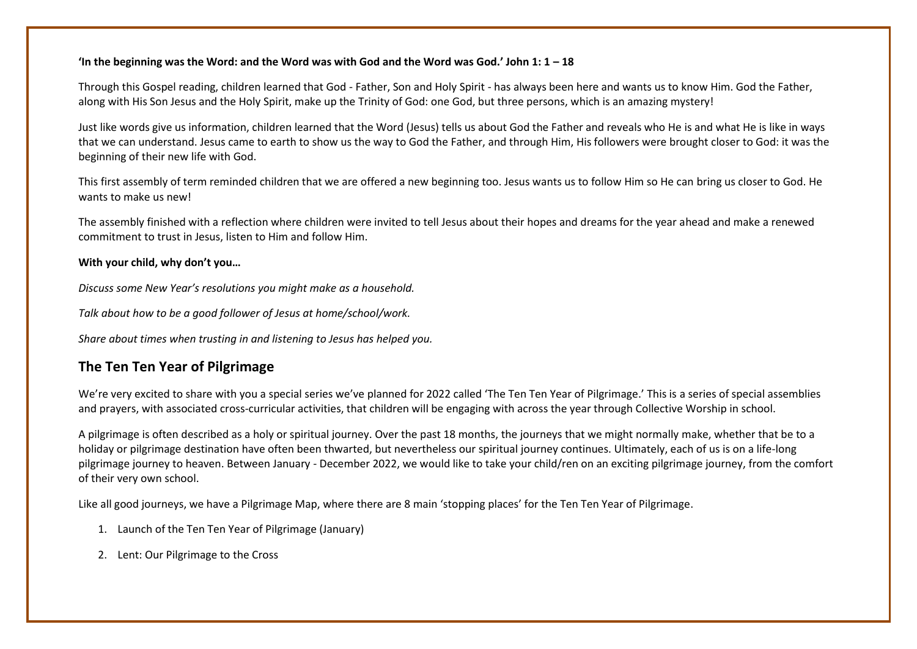**'In the beginning was the Word: and the Word was with God and the Word was God.' John 1: 1 – 18**

Through this Gospel reading, children learned that God - Father, Son and Holy Spirit - has always been here and wants us to know Him. God the Father, along with His Son Jesus and the Holy Spirit, make up the Trinity of God: one God, but three persons, which is an amazing mystery!

Just like words give us information, children learned that the Word (Jesus) tells us about God the Father and reveals who He is and what He is like in ways that we can understand. Jesus came to earth to show us the way to God the Father, and through Him, His followers were brought closer to God: it was the beginning of their new life with God.

This first assembly of term reminded children that we are offered a new beginning too. Jesus wants us to follow Him so He can bring us closer to God. He wants to make us new!

The assembly finished with a reflection where children were invited to tell Jesus about their hopes and dreams for the year ahead and make a renewed commitment to trust in Jesus, listen to Him and follow Him.

**With your child, why don't you…**

*Discuss some New Year's resolutions you might make as a household.*

*Talk about how to be a good follower of Jesus at home/school/work.*

*Share about times when trusting in and listening to Jesus has helped you.*

## The Ten Ten Year of Pilgrimage

We're very excited to share with you a special series we've planned for 2022 called 'The Ten Ten Year of Pilgrimage.' This is a series of special assemblies and prayers, with associated cross-curricular activities, that children will be engaging with across the year through Collective Worship in school.

A pilgrimage is often described as a holy or spiritual journey. Over the past 18 months, the journeys that we might normally make, whether that be to a holiday or pilgrimage destination have often been thwarted, but nevertheless our spiritual journey continues. Ultimately, each of us is on a life-long pilgrimage journey to heaven. Between January - December 2022, we would like to take your child/ren on an exciting pilgrimage journey, from the comfort of their very own school.

Like all good journeys, we have a Pilgrimage Map, where there are 8 main 'stopping places' for the Ten Ten Year of Pilgrimage.

1. Launch of the Ten Ten Year of Pilgrimage (January)
2. Lent: Our Pilgrimage to the Cross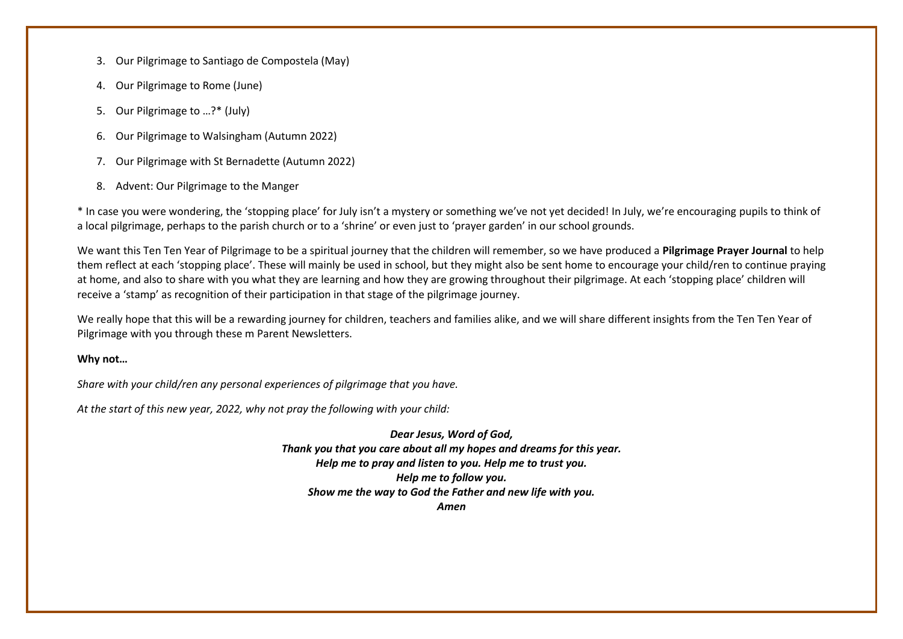3. Our Pilgrimage to Santiago de Compostela (May)
4. Our Pilgrimage to Rome (June)
5. Our Pilgrimage to …?* (July)
6. Our Pilgrimage to Walsingham (Autumn 2022)
7. Our Pilgrimage with St Bernadette (Autumn 2022)
8. Advent: Our Pilgrimage to the Manger

* In case you were wondering, the 'stopping place' for July isn't a mystery or something we've not yet decided! In July, we're encouraging pupils to think of a local pilgrimage, perhaps to the parish church or to a 'shrine' or even just to 'prayer garden' in our school grounds.

We want this Ten Ten Year of Pilgrimage to be a spiritual journey that the children will remember, so we have produced a **Pilgrimage Prayer Journal** to help them reflect at each 'stopping place'. These will mainly be used in school, but they might also be sent home to encourage your child/ren to continue praying at home, and also to share with you what they are learning and how they are growing throughout their pilgrimage. At each 'stopping place' children will receive a 'stamp' as recognition of their participation in that stage of the pilgrimage journey.

We really hope that this will be a rewarding journey for children, teachers and families alike, and we will share different insights from the Ten Ten Year of Pilgrimage with you through these m Parent Newsletters.

**Why not…**

*Share with your child/ren any personal experiences of pilgrimage that you have.*

*At the start of this new year, 2022, why not pray the following with your child:*

***Dear Jesus, Word of God,***
***Thank you that you care about all my hopes and dreams for this year.***
***Help me to pray and listen to you. Help me to trust you.***
***Help me to follow you.***
***Show me the way to God the Father and new life with you.***
***Amen***